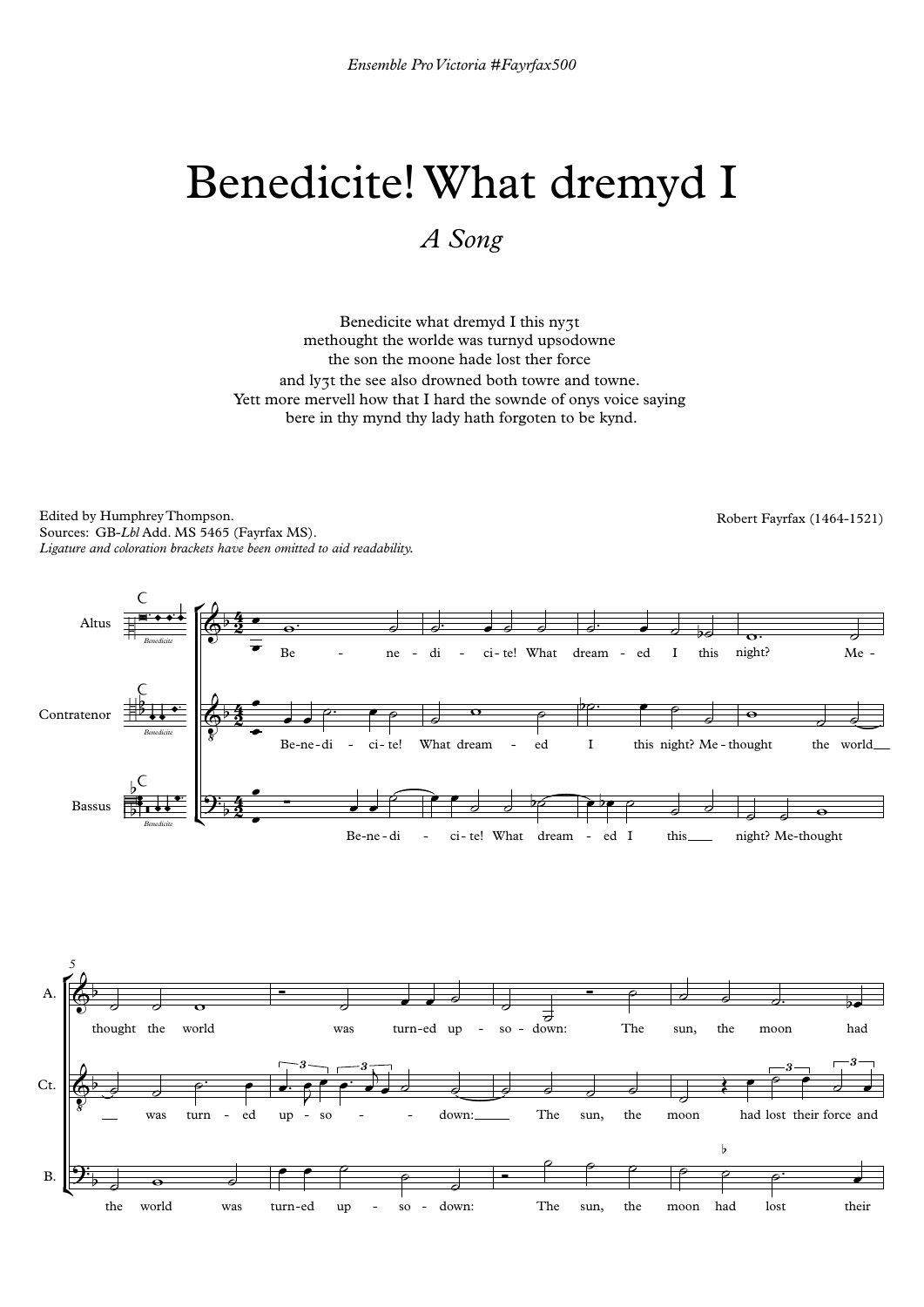*Ensemble Pro Victoria #Fayrfax500*

# Benedicite! What dremyd I

## *A Song*

Benedicite what dremyd I this nyȝt
methought the worlde was turnyd upsodowne
the son the moone hade lost ther force
and lyȝt the see also drowned both towre and towne.
Yett more mervell how that I hard the sownde of onys voice saying
bere in thy mynd thy lady hath forgoten to be kynd.

Edited by Humphrey Thompson.
Sources: GB-*Lbl* Add. MS 5465 (Fayrfax MS).
*Ligature and coloration brackets have been omitted to aid readability.*

Robert Fayrfax (1464-1521)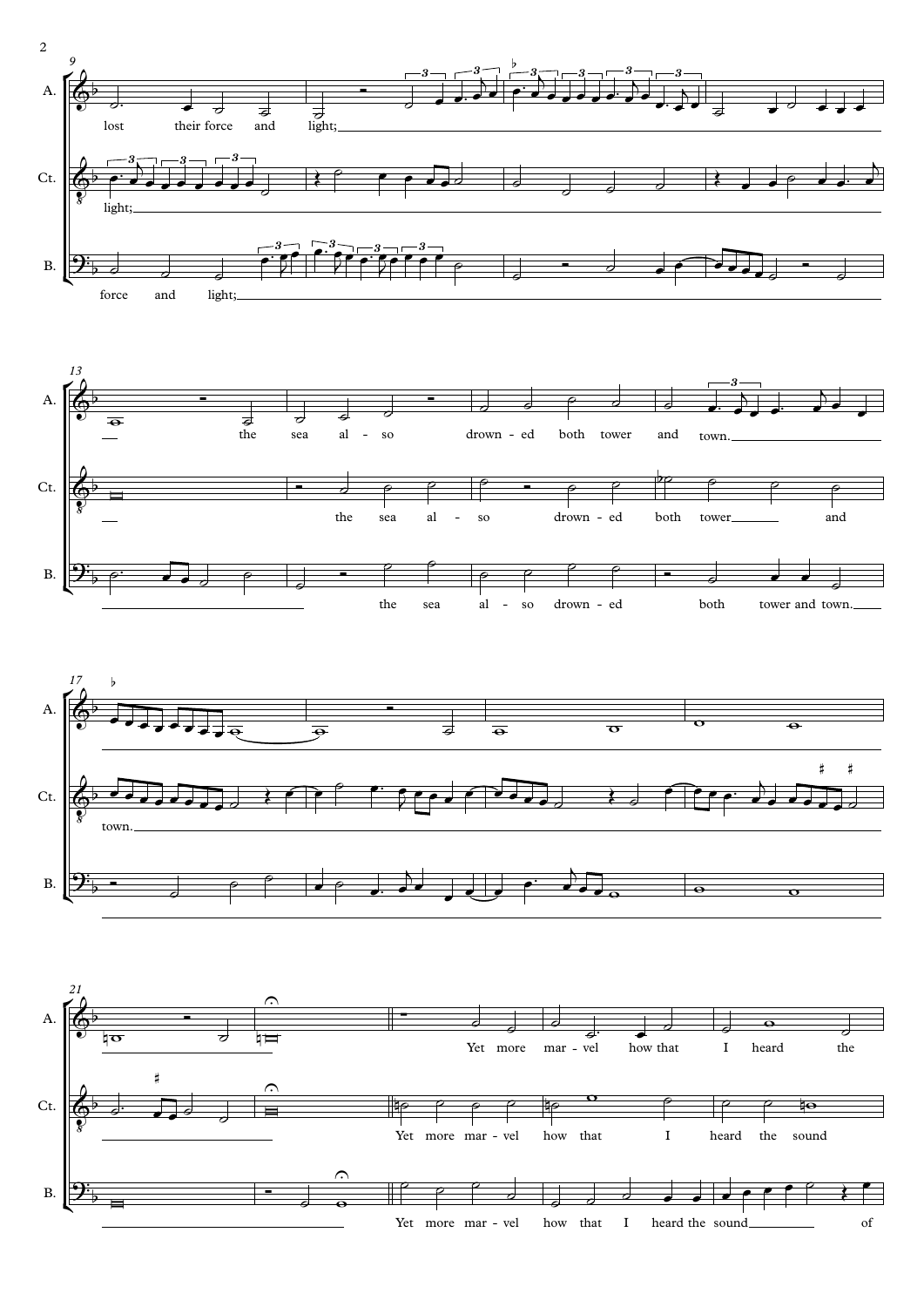A. lost their force and light;

Ct. light;

B. force and light;

A. the sea al - so drown - ed both tower and town.

Ct. the sea al - so drown - ed both tower and

B. the sea al - so drown - ed both tower and town.

Ct. town.

A. Yet more mar - vel how that I heard the

Ct. Yet more mar - vel how that I heard the sound

B. Yet more mar - vel how that I heard the sound of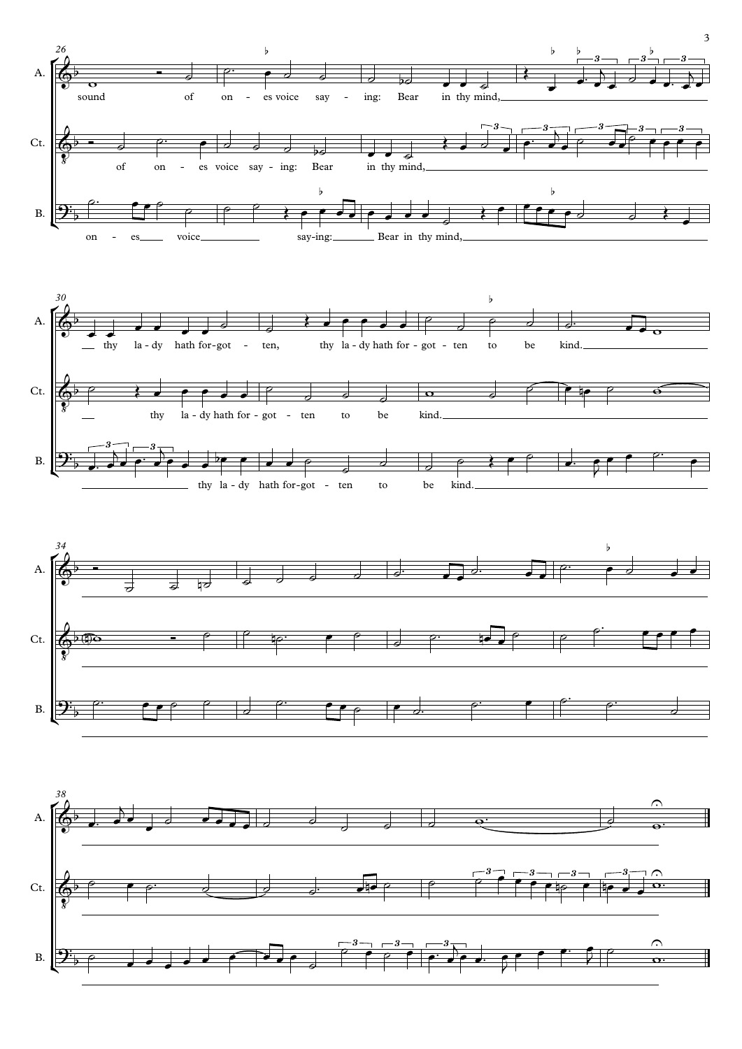A.

sound of on - es voice say - ing: Bear in thy mind, thy la - dy hath for - got - ten, thy la - dy hath for - got - ten to be kind.

Ct.

of on - es voice say - ing: Bear in thy mind, thy la - dy hath for - got - ten to be kind.

B.

on - es voice say-ing: Bear in thy mind, thy la - dy hath for-got - ten to be kind.